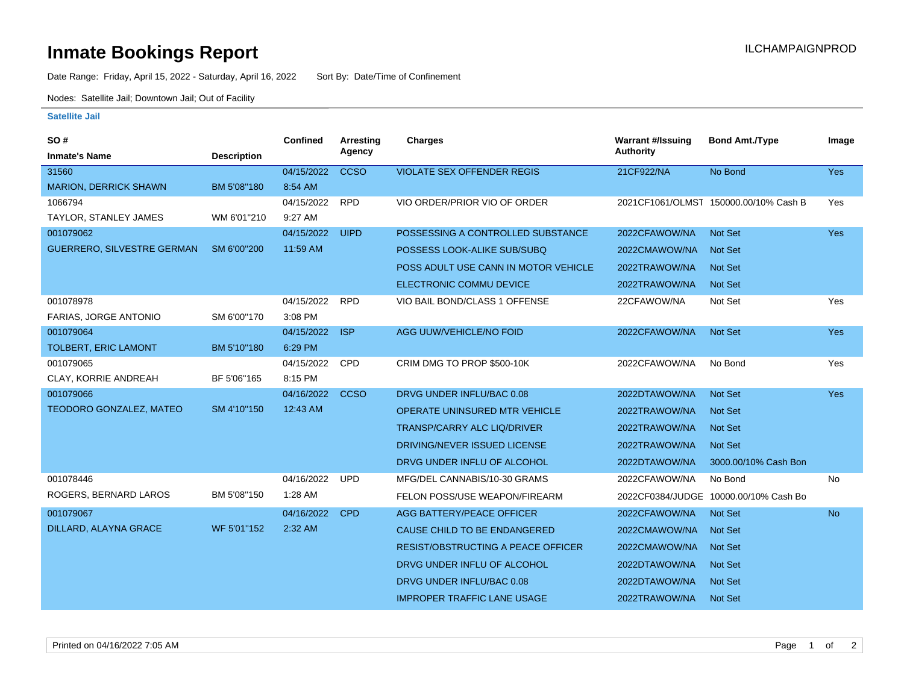# Inmate Bookings Report

ILCHAMPAIGNPROD

Date Range: Friday, April 15, 2022 - Saturday, April 16, 2022 Sort By: Date/Time of Confinement

Nodes: Satellite Jail; Downtown Jail; Out of Facility

### Satellite Jail

| SO # / Inmate's Name | Description | Confined | Arresting Agency | Charges | Warrant #/Issuing Authority | Bond Amt./Type | Image |
|---|---|---|---|---|---|---|---|
| 31560 MARION, DERRICK SHAWN | BM 5'08"180 | 04/15/2022 8:54 AM | CCSO | VIOLATE SEX OFFENDER REGIS | 21CF922/NA | No Bond | Yes |
| 1066794 TAYLOR, STANLEY JAMES | WM 6'01"210 | 04/15/2022 9:27 AM | RPD | VIO ORDER/PRIOR VIO OF ORDER | 2021CF1061/OLMST | 150000.00/10% Cash B | Yes |
| 001079062 GUERRERO, SILVESTRE GERMAN | SM 6'00"200 | 04/15/2022 11:59 AM | UIPD | POSSESSING A CONTROLLED SUBSTANCE | 2022CFAWOW/NA | Not Set | Yes |
| | | | | POSSESS LOOK-ALIKE SUB/SUBQ | 2022CMAWOW/NA | Not Set | |
| | | | | POSS ADULT USE CANN IN MOTOR VEHICLE | 2022TRAWOW/NA | Not Set | |
| | | | | ELECTRONIC COMMU DEVICE | 2022TRAWOW/NA | Not Set | |
| 001078978 FARIAS, JORGE ANTONIO | SM 6'00"170 | 04/15/2022 3:08 PM | RPD | VIO BAIL BOND/CLASS 1 OFFENSE | 22CFAWOW/NA | Not Set | Yes |
| 001079064 TOLBERT, ERIC LAMONT | BM 5'10"180 | 04/15/2022 6:29 PM | ISP | AGG UUW/VEHICLE/NO FOID | 2022CFAWOW/NA | Not Set | Yes |
| 001079065 CLAY, KORRIE ANDREAH | BF 5'06"165 | 04/15/2022 8:15 PM | CPD | CRIM DMG TO PROP $500-10K | 2022CFAWOW/NA | No Bond | Yes |
| 001079066 TEODORO GONZALEZ, MATEO | SM 4'10"150 | 04/16/2022 12:43 AM | CCSO | DRVG UNDER INFLU/BAC 0.08 | 2022DTAWOW/NA | Not Set | Yes |
| | | | | OPERATE UNINSURED MTR VEHICLE | 2022TRAWOW/NA | Not Set | |
| | | | | TRANSP/CARRY ALC LIQ/DRIVER | 2022TRAWOW/NA | Not Set | |
| | | | | DRIVING/NEVER ISSUED LICENSE | 2022TRAWOW/NA | Not Set | |
| | | | | DRVG UNDER INFLU OF ALCOHOL | 2022DTAWOW/NA | 3000.00/10% Cash Bon | |
| 001078446 ROGERS, BERNARD LAROS | BM 5'08"150 | 04/16/2022 1:28 AM | UPD | MFG/DEL CANNABIS/10-30 GRAMS | 2022CFAWOW/NA | No Bond | No |
| | | | | FELON POSS/USE WEAPON/FIREARM | 2022CF0384/JUDGE | 10000.00/10% Cash Bo | |
| 001079067 DILLARD, ALAYNA GRACE | WF 5'01"152 | 04/16/2022 2:32 AM | CPD | AGG BATTERY/PEACE OFFICER | 2022CFAWOW/NA | Not Set | No |
| | | | | CAUSE CHILD TO BE ENDANGERED | 2022CMAWOW/NA | Not Set | |
| | | | | RESIST/OBSTRUCTING A PEACE OFFICER | 2022CMAWOW/NA | Not Set | |
| | | | | DRVG UNDER INFLU OF ALCOHOL | 2022DTAWOW/NA | Not Set | |
| | | | | DRVG UNDER INFLU/BAC 0.08 | 2022DTAWOW/NA | Not Set | |
| | | | | IMPROPER TRAFFIC LANE USAGE | 2022TRAWOW/NA | Not Set | |

Printed on 04/16/2022 7:05 AM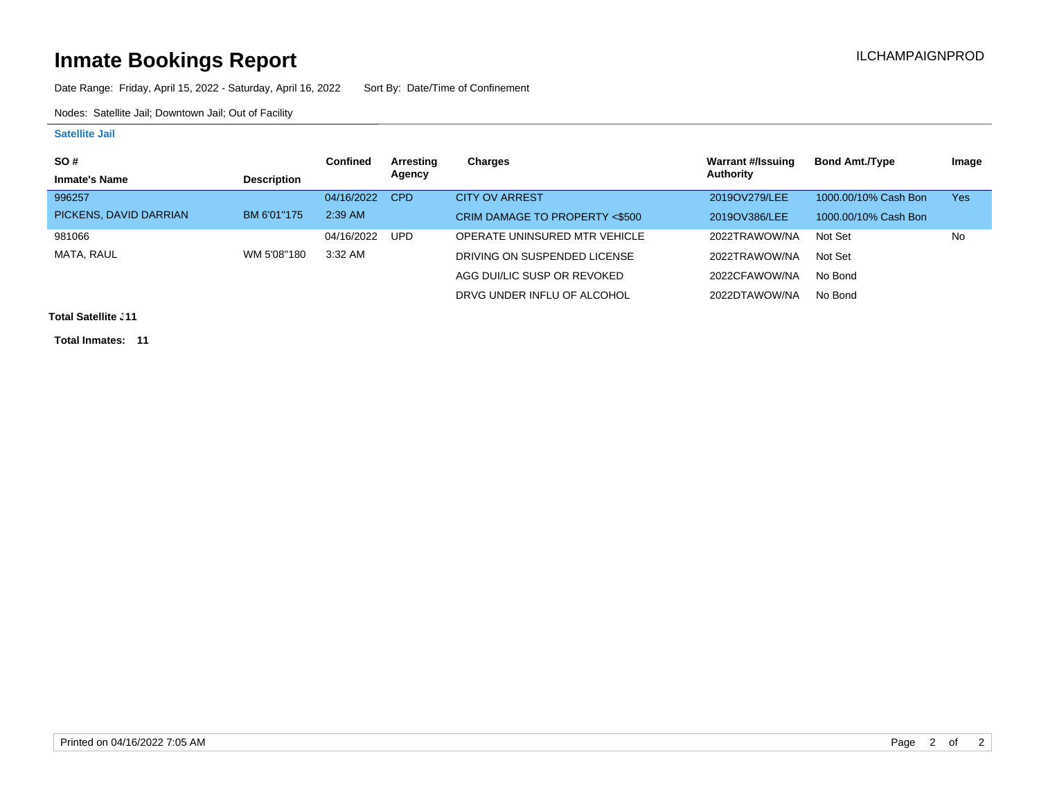# Inmate Bookings Report

ILCHAMPAIGNPROD

Date Range: Friday, April 15, 2022 - Saturday, April 16, 2022 Sort By: Date/Time of Confinement

Nodes: Satellite Jail; Downtown Jail; Out of Facility

**Satellite Jail**

| SO # / Inmate's Name | Description | Confined | Arresting Agency | Charges | Warrant #/Issuing Authority | Bond Amt./Type | Image |
|---|---|---|---|---|---|---|---|
| 996257 | | 04/16/2022 | CPD | CITY OV ARREST | 2019OV279/LEE | 1000.00/10% Cash Bon | Yes |
| PICKENS, DAVID DARRIAN | BM 6'01"175 | 2:39 AM | | CRIM DAMAGE TO PROPERTY <$500 | 2019OV386/LEE | 1000.00/10% Cash Bon | |
| 981066 | | 04/16/2022 | UPD | OPERATE UNINSURED MTR VEHICLE | 2022TRAWOW/NA | Not Set | No |
| MATA, RAUL | WM 5'08"180 | 3:32 AM | | DRIVING ON SUSPENDED LICENSE | 2022TRAWOW/NA | Not Set | |
| | | | | AGG DUI/LIC SUSP OR REVOKED | 2022CFAWOW/NA | No Bond | |
| | | | | DRVG UNDER INFLU OF ALCOHOL | 2022DTAWOW/NA | No Bond | |

**Total Satellite J 11**

**Total Inmates: 11**

Printed on 04/16/2022 7:05 AM